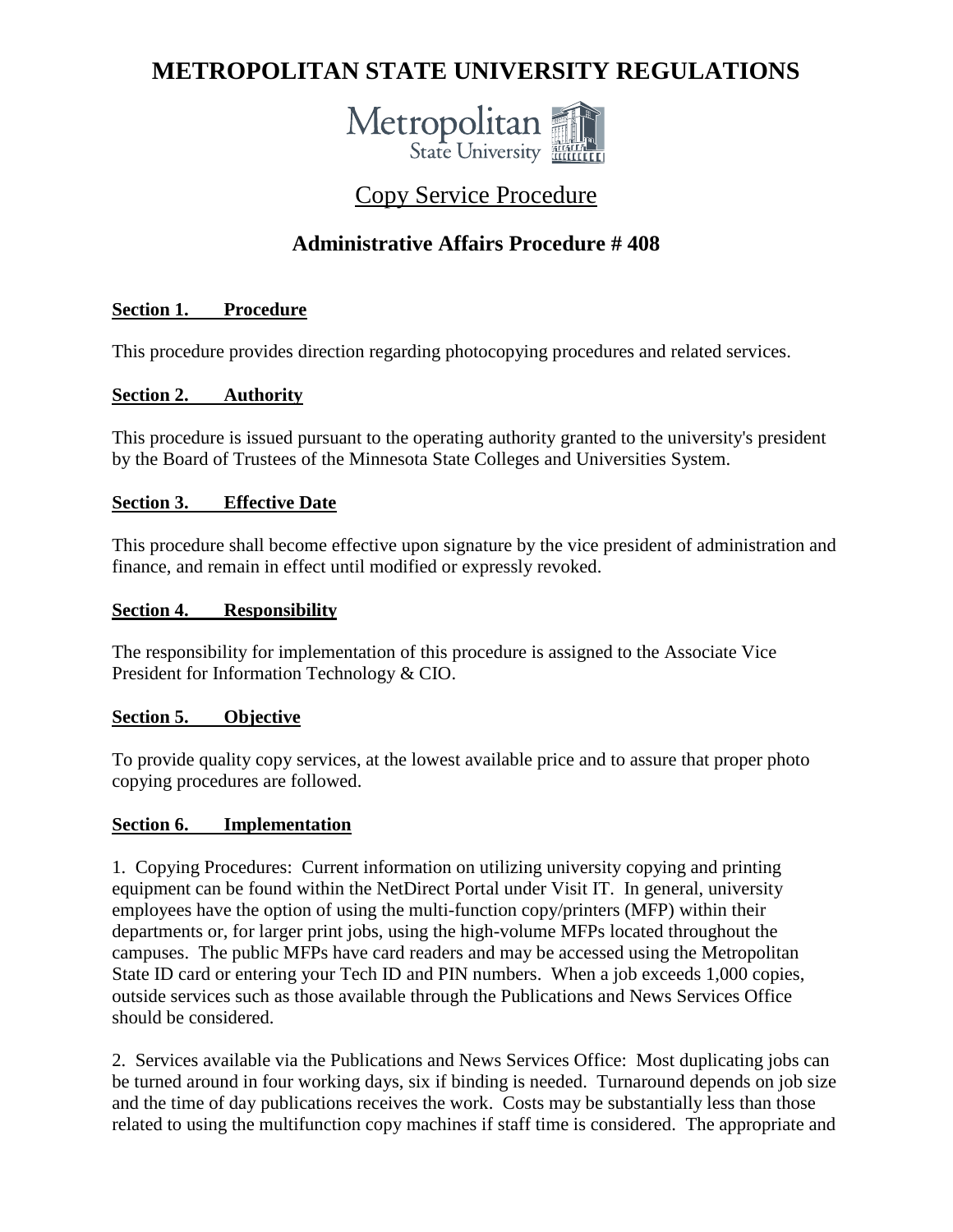# METROPOLITAN STATE UNIVERSITY REGULATIONS

## Copy Service Procedure

### Administrative Affairs Procedure # 408

**Section 1. Procedure**

This procedure provides direction regarding photocopying procedures and related services.

**Section 2. Authority**

This procedure is issued pursuant to the operating authority granted to the university's president by the Board of Trustees of the Minnesota State Colleges and Universities System.

**Section 3. Effective Date**

This procedure shall become effective upon signature by the vice president of administration and finance, and remain in effect until modified or expressly revoked.

**Section 4. Responsibility**

The responsibility for implementation of this procedure is assigned to the Associate Vice President for Information Technology & CIO.

**Section 5. Objective**

To provide quality copy services, at the lowest available price and to assure that proper photo copying procedures are followed.

**Section 6. Implementation**

1. Copying Procedures: Current information on utilizing university copying and printing equipment can be found within the NetDirect Portal under Visit IT. In general, university employees have the option of using the multi-function copy/printers (MFP) within their departments or, for larger print jobs, using the high-volume MFPs located throughout the campuses. The public MFPs have card readers and may be accessed using the Metropolitan State ID card or entering your Tech ID and PIN numbers. When a job exceeds 1,000 copies, outside services such as those available through the Publications and News Services Office should be considered.

2. Services available via the Publications and News Services Office: Most duplicating jobs can be turned around in four working days, six if binding is needed. Turnaround depends on job size and the time of day publications receives the work. Costs may be substantially less than those related to using the multifunction copy machines if staff time is considered. The appropriate and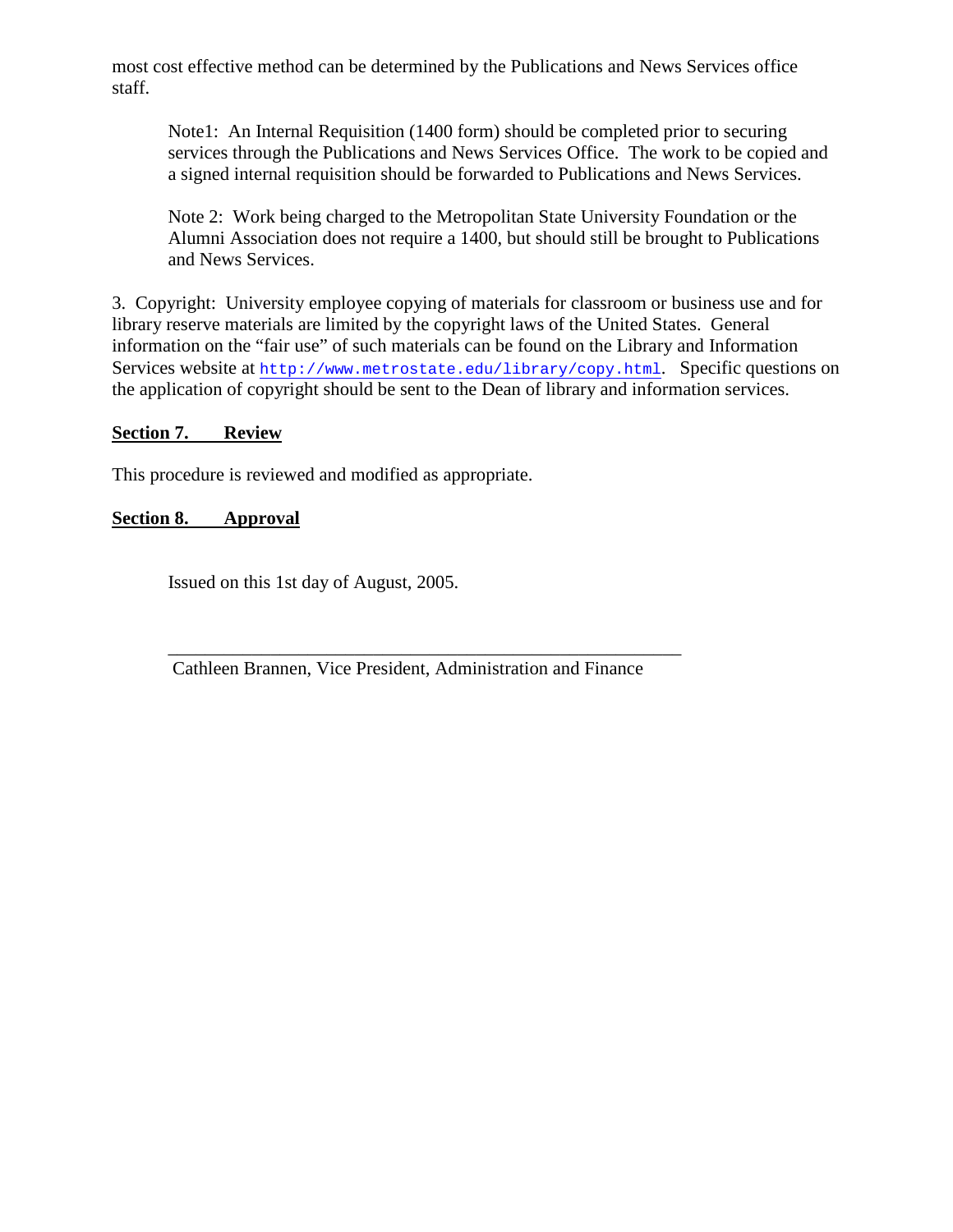most cost effective method can be determined by the Publications and News Services office staff.

> Note1: An Internal Requisition (1400 form) should be completed prior to securing services through the Publications and News Services Office. The work to be copied and a signed internal requisition should be forwarded to Publications and News Services.
>
> Note 2: Work being charged to the Metropolitan State University Foundation or the Alumni Association does not require a 1400, but should still be brought to Publications and News Services.

3. Copyright: University employee copying of materials for classroom or business use and for library reserve materials are limited by the copyright laws of the United States. General information on the "fair use" of such materials can be found on the Library and Information Services website at http://www.metrostate.edu/library/copy.html. Specific questions on the application of copyright should be sent to the Dean of library and information services.

**Section 7. Review**

This procedure is reviewed and modified as appropriate.

**Section 8. Approval**

Issued on this 1st day of August, 2005.

\_\_\_\_\_\_\_\_\_\_\_\_\_\_\_\_\_\_\_\_\_\_\_\_\_\_\_\_\_\_\_\_\_\_\_\_\_\_\_\_\_\_\_\_\_\_\_\_\_\_\_\_

Cathleen Brannen, Vice President, Administration and Finance